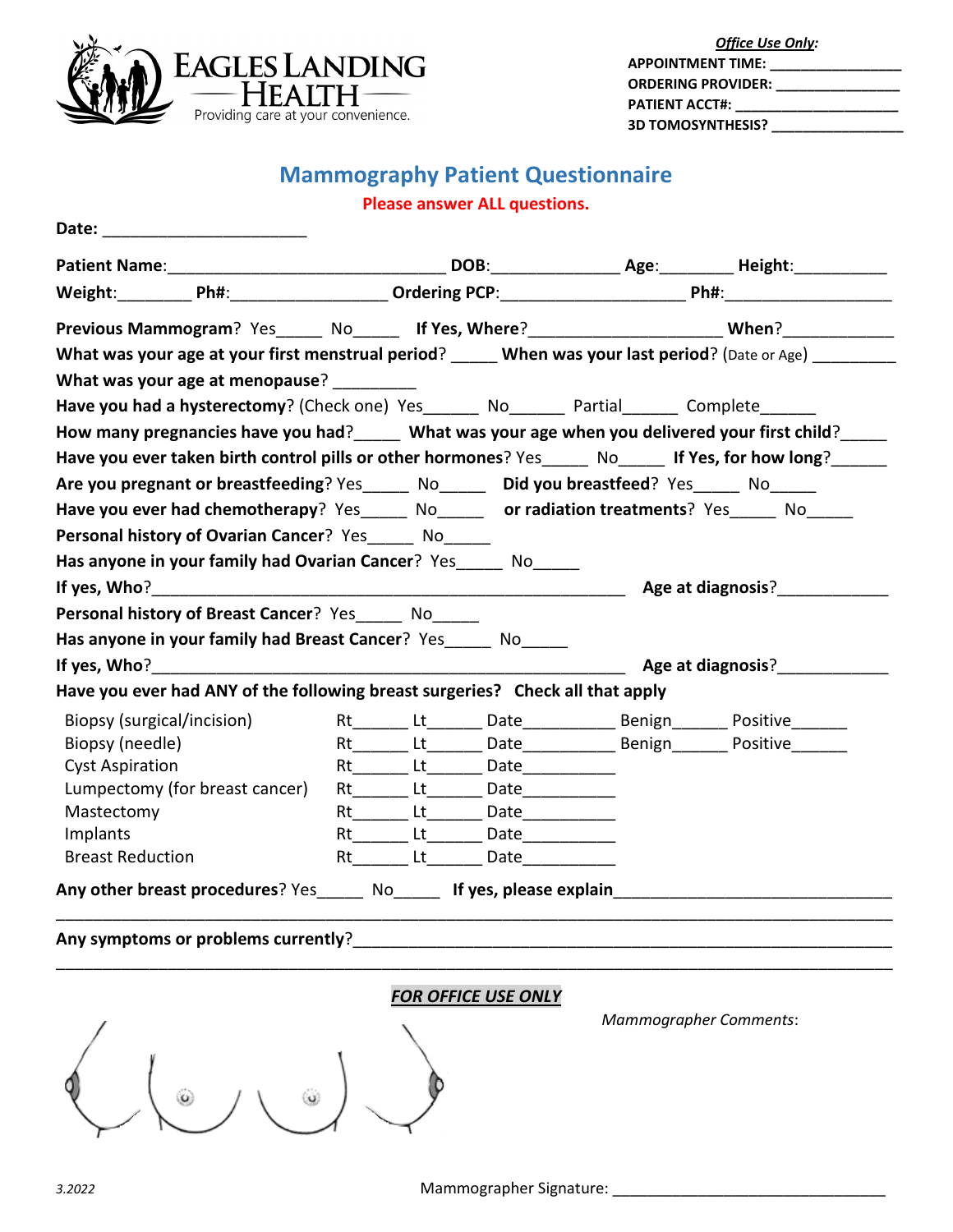EAGLES LANDING HEALTH
Providing care at your convenience.

***Office Use Only:***
**APPOINTMENT TIME:** ________________
**ORDERING PROVIDER:** _______________
**PATIENT ACCT#:** ____________________
**3D TOMOSYNTHESIS?** ________________

# Mammography Patient Questionnaire

**Please answer ALL questions.**

**Date:** ______________________

**Patient Name**:______________________________ **DOB**:______________ **Age**:________ **Height**:__________

**Weight**:________ **Ph#**:________________ **Ordering PCP**:____________________ **Ph#**:__________________

**Previous Mammogram**? Yes_____ No_____ **If Yes, Where**?____________________ **When**?____________

**What was your age at first menstrual period**? _____ **When was your last period**? (Date or Age) _________

**What was your age at menopause**? _________

**Have you had a hysterectomy**? (Check one) Yes______ No______ Partial______ Complete______

**How many pregnancies have you had**?_____ **What was your age when you delivered your first child**?_____

**Have you ever taken birth control pills or other hormones**? Yes_____ No_____ **If Yes, for how long**?______

**Are you pregnant or breastfeeding**? Yes_____ No_____ **Did you breastfeed**? Yes_____ No_____

**Have you ever had chemotherapy**? Yes_____ No_____ **or radiation treatments**? Yes_____ No_____

**Personal history of Ovarian Cancer**? Yes_____ No_____

**Has anyone in your family had Ovarian Cancer**? Yes_____ No_____

**If yes, Who**?__________________________________________________ **Age at diagnosis**?____________

**Personal history of Breast Cancer**? Yes_____ No_____

**Has anyone in your family had Breast Cancer**? Yes_____ No_____

**If yes, Who**?__________________________________________________ **Age at diagnosis**?____________

**Have you ever had ANY of the following breast surgeries? Check all that apply**

| | | | | | |
|---|---|---|---|---|---|
| Biopsy (surgical/incision) | Rt______ | Lt______ | Date__________ | Benign______ | Positive______ |
| Biopsy (needle) | Rt______ | Lt______ | Date__________ | Benign______ | Positive______ |
| Cyst Aspiration | Rt______ | Lt______ | Date__________ | | |
| Lumpectomy (for breast cancer) | Rt______ | Lt______ | Date__________ | | |
| Mastectomy | Rt______ | Lt______ | Date__________ | | |
| Implants | Rt______ | Lt______ | Date__________ | | |
| Breast Reduction | Rt______ | Lt______ | Date__________ | | |

**Any other breast procedures**? Yes_____ No_____ **If yes, please explain**_____________________________

_____________________________________________________________________________________

**Any symptoms or problems currently**?___________________________________________________________

_____________________________________________________________________________________

***FOR OFFICE USE ONLY***

*Mammographer Comments*:

Mammographer Signature: _______________________________

*3.2022*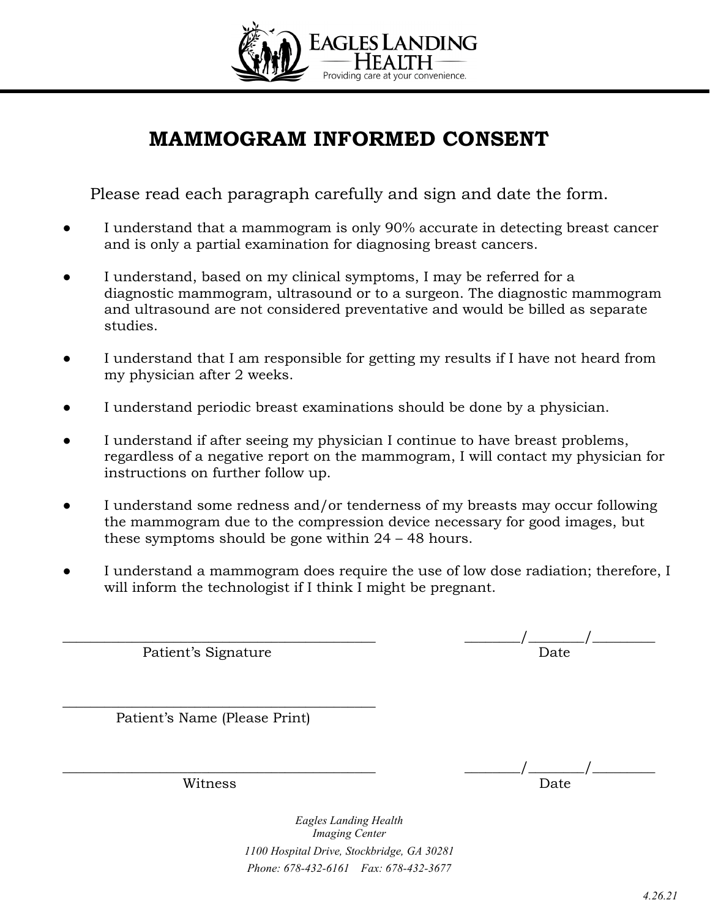EAGLES LANDING HEALTH

Providing care at your convenience.

# MAMMOGRAM INFORMED CONSENT

Please read each paragraph carefully and sign and date the form.

- I understand that a mammogram is only 90% accurate in detecting breast cancer and is only a partial examination for diagnosing breast cancers.
- I understand, based on my clinical symptoms, I may be referred for a diagnostic mammogram, ultrasound or to a surgeon. The diagnostic mammogram and ultrasound are not considered preventative and would be billed as separate studies.
- I understand that I am responsible for getting my results if I have not heard from my physician after 2 weeks.
- I understand periodic breast examinations should be done by a physician.
- I understand if after seeing my physician I continue to have breast problems, regardless of a negative report on the mammogram, I will contact my physician for instructions on further follow up.
- I understand some redness and/or tenderness of my breasts may occur following the mammogram due to the compression device necessary for good images, but these symptoms should be gone within 24 – 48 hours.
- I understand a mammogram does require the use of low dose radiation; therefore, I will inform the technologist if I think I might be pregnant.

\_\_\_\_\_\_\_\_\_\_\_\_\_\_\_\_\_\_\_\_\_\_\_\_\_\_\_\_\_\_\_\_\_\_\_\_\_\_\_\_ \_\_\_\_\_\_\_\_/\_\_\_\_\_\_\_\_/\_\_\_\_\_\_\_\_\_

Patient's Signature Date

\_\_\_\_\_\_\_\_\_\_\_\_\_\_\_\_\_\_\_\_\_\_\_\_\_\_\_\_\_\_\_\_\_\_\_\_\_\_\_\_

Patient's Name (Please Print)

\_\_\_\_\_\_\_\_\_\_\_\_\_\_\_\_\_\_\_\_\_\_\_\_\_\_\_\_\_\_\_\_\_\_\_\_\_\_\_\_ \_\_\_\_\_\_\_\_/\_\_\_\_\_\_\_\_/\_\_\_\_\_\_\_\_\_

Witness Date

*Eagles Landing Health*
*Imaging Center*
*1100 Hospital Drive, Stockbridge, GA 30281*
*Phone: 678-432-6161 Fax: 678-432-3677*

*4.26.21*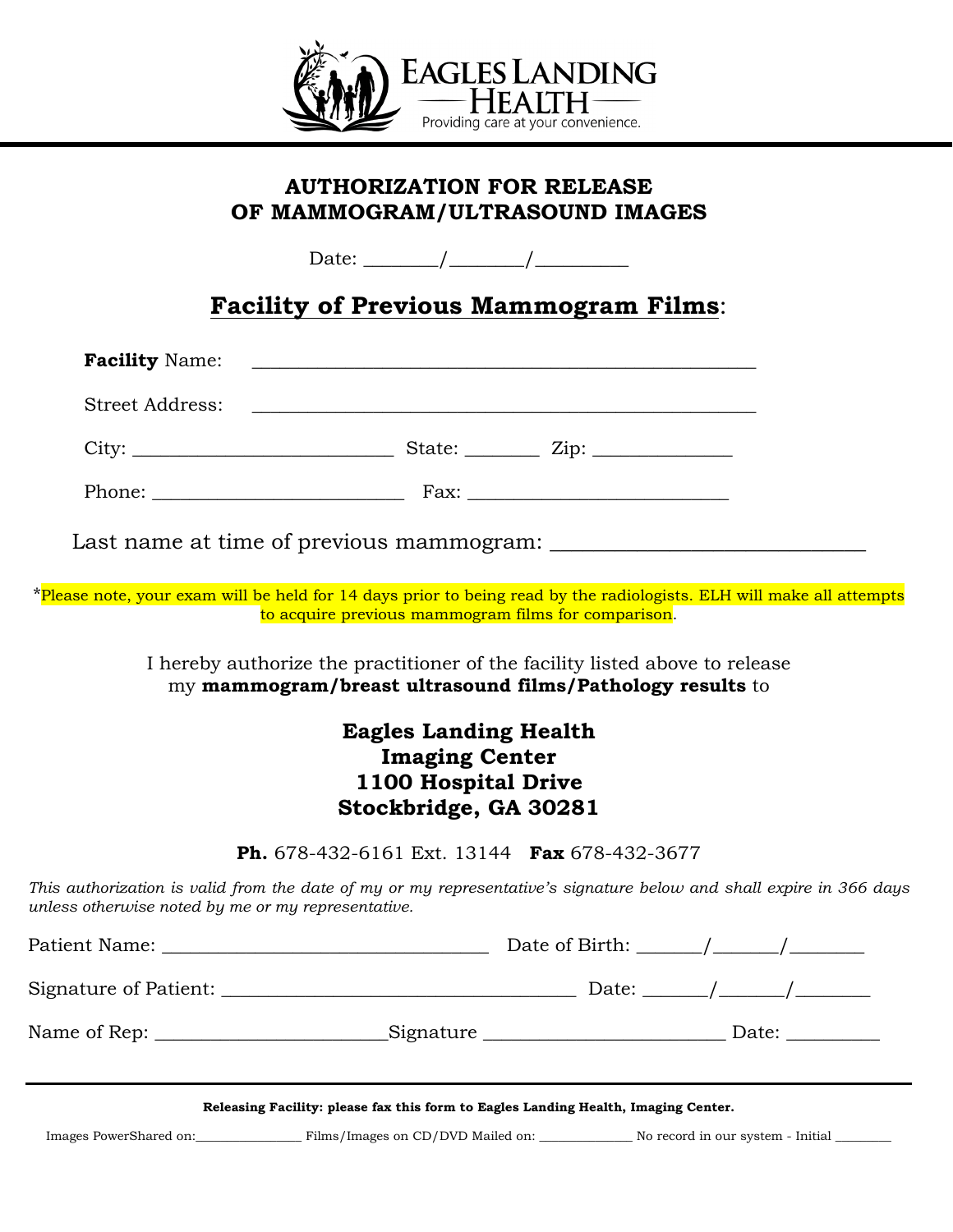EAGLES LANDING HEALTH

Providing care at your convenience.

## AUTHORIZATION FOR RELEASE OF MAMMOGRAM/ULTRASOUND IMAGES

Date: ________/________/__________

## Facility of Previous Mammogram Films:

**Facility** Name: ____________________________________________________

Street Address: ____________________________________________________

City: ___________________________ State: ________ Zip: ______________

Phone: __________________________ Fax: ___________________________

Last name at time of previous mammogram: ____________________________

*Please note, your exam will be held for 14 days prior to being read by the radiologists. ELH will make all attempts to acquire previous mammogram films for comparison.

I hereby authorize the practitioner of the facility listed above to release my **mammogram/breast ultrasound films/Pathology results** to

**Eagles Landing Health**
**Imaging Center**
**1100 Hospital Drive**
**Stockbridge, GA 30281**

**Ph.** 678-432-6161 Ext. 13144 **Fax** 678-432-3677

*This authorization is valid from the date of my or my representative's signature below and shall expire in 366 days unless otherwise noted by me or my representative.*

Patient Name: __________________________________ Date of Birth: _______/_______/________

Signature of Patient: _____________________________________ Date: _______/_______/________

Name of Rep: ________________________Signature _________________________ Date: __________

**Releasing Facility: please fax this form to Eagles Landing Health, Imaging Center.**

Images PowerShared on:________________ Films/Images on CD/DVD Mailed on: ______________ No record in our system - Initial _________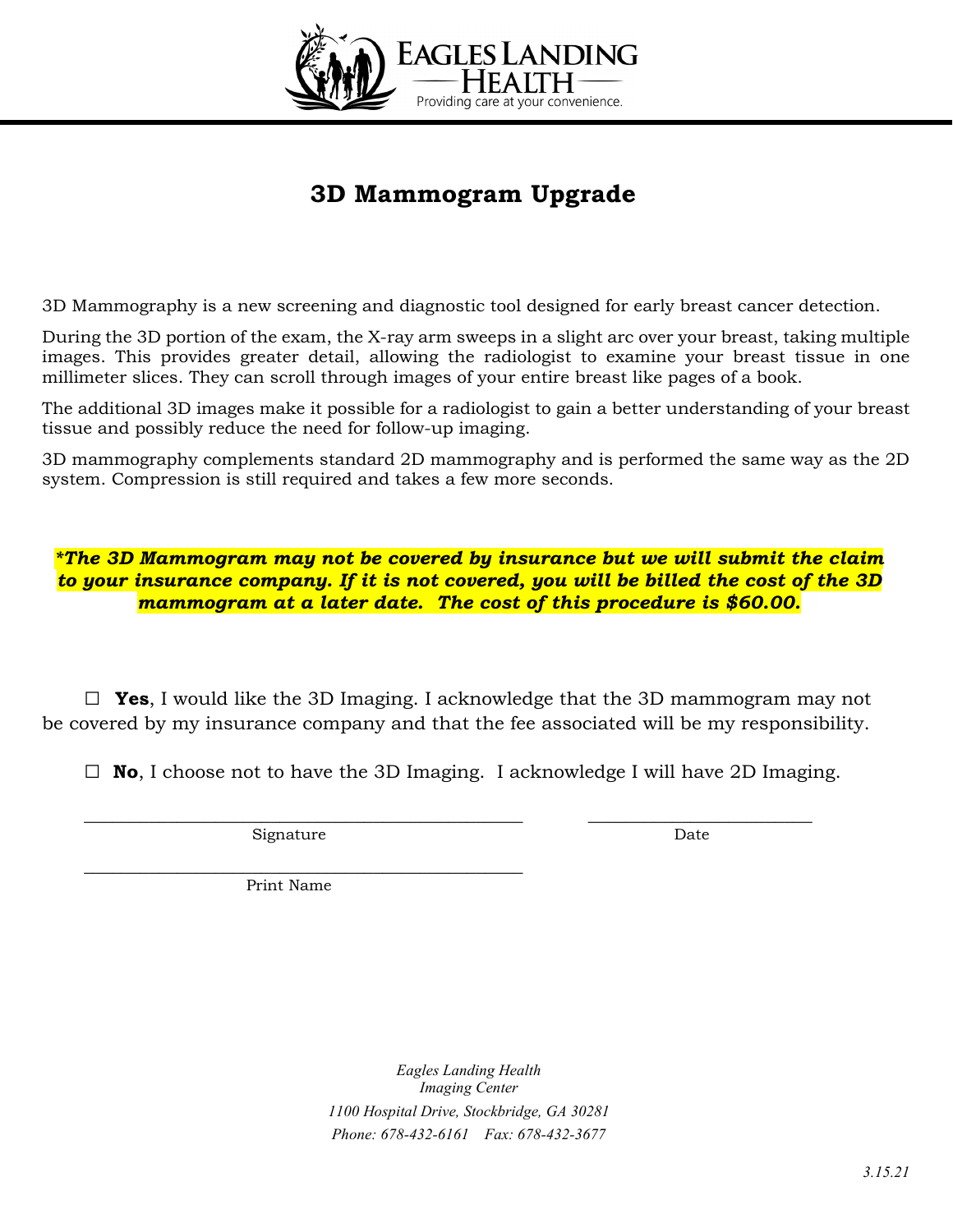EAGLES LANDING HEALTH

Providing care at your convenience.

# 3D Mammogram Upgrade

3D Mammography is a new screening and diagnostic tool designed for early breast cancer detection.

During the 3D portion of the exam, the X-ray arm sweeps in a slight arc over your breast, taking multiple images. This provides greater detail, allowing the radiologist to examine your breast tissue in one millimeter slices. They can scroll through images of your entire breast like pages of a book.

The additional 3D images make it possible for a radiologist to gain a better understanding of your breast tissue and possibly reduce the need for follow-up imaging.

3D mammography complements standard 2D mammography and is performed the same way as the 2D system. Compression is still required and takes a few more seconds.

***The 3D Mammogram may not be covered by insurance but we will submit the claim to your insurance company. If it is not covered, you will be billed the cost of the 3D mammogram at a later date. The cost of this procedure is $60.00.***

☐ **Yes**, I would like the 3D Imaging. I acknowledge that the 3D mammogram may not be covered by my insurance company and that the fee associated will be my responsibility.

☐ **No**, I choose not to have the 3D Imaging. I acknowledge I will have 2D Imaging.

___________________________________ Signature          ____________________ Date

___________________________________ Print Name

*Eagles Landing Health*
*Imaging Center*
*1100 Hospital Drive, Stockbridge, GA 30281*
*Phone: 678-432-6161    Fax: 678-432-3677*

*3.15.21*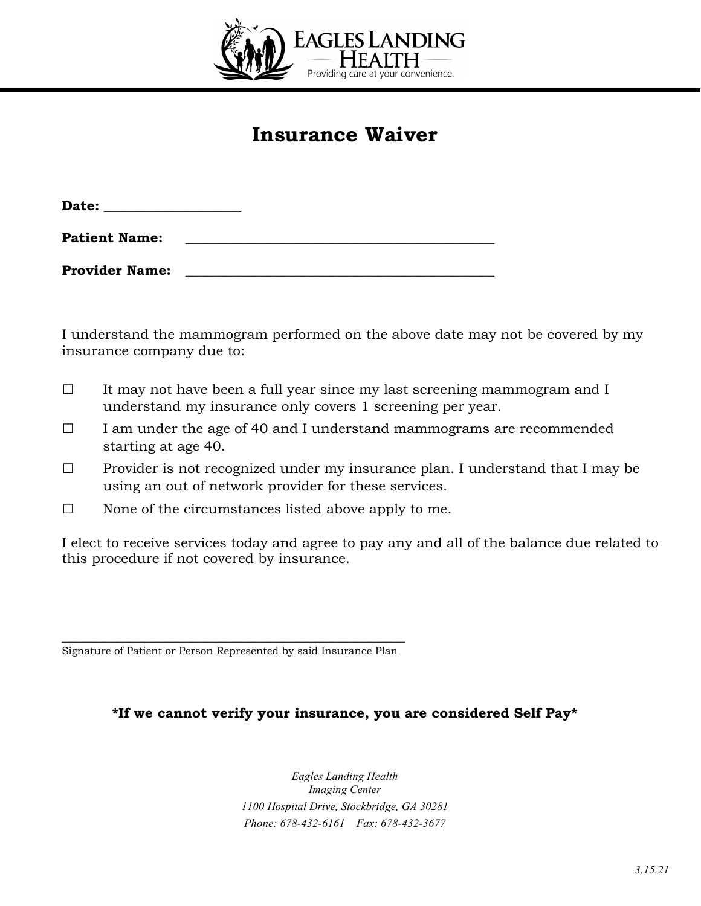EAGLES LANDING HEALTH

Providing care at your convenience.

# Insurance Waiver

**Date:** ____________________

**Patient Name:** ______________________________________________

**Provider Name:** ______________________________________________

I understand the mammogram performed on the above date may not be covered by my insurance company due to:

☐ It may not have been a full year since my last screening mammogram and I understand my insurance only covers 1 screening per year.

☐ I am under the age of 40 and I understand mammograms are recommended starting at age 40.

☐ Provider is not recognized under my insurance plan. I understand that I may be using an out of network provider for these services.

☐ None of the circumstances listed above apply to me.

I elect to receive services today and agree to pay any and all of the balance due related to this procedure if not covered by insurance.

___________________________________________________

Signature of Patient or Person Represented by said Insurance Plan

**\*If we cannot verify your insurance, you are considered Self Pay\***

*Eagles Landing Health*
*Imaging Center*
*1100 Hospital Drive, Stockbridge, GA 30281*
*Phone: 678-432-6161 Fax: 678-432-3677*

*3.15.21*